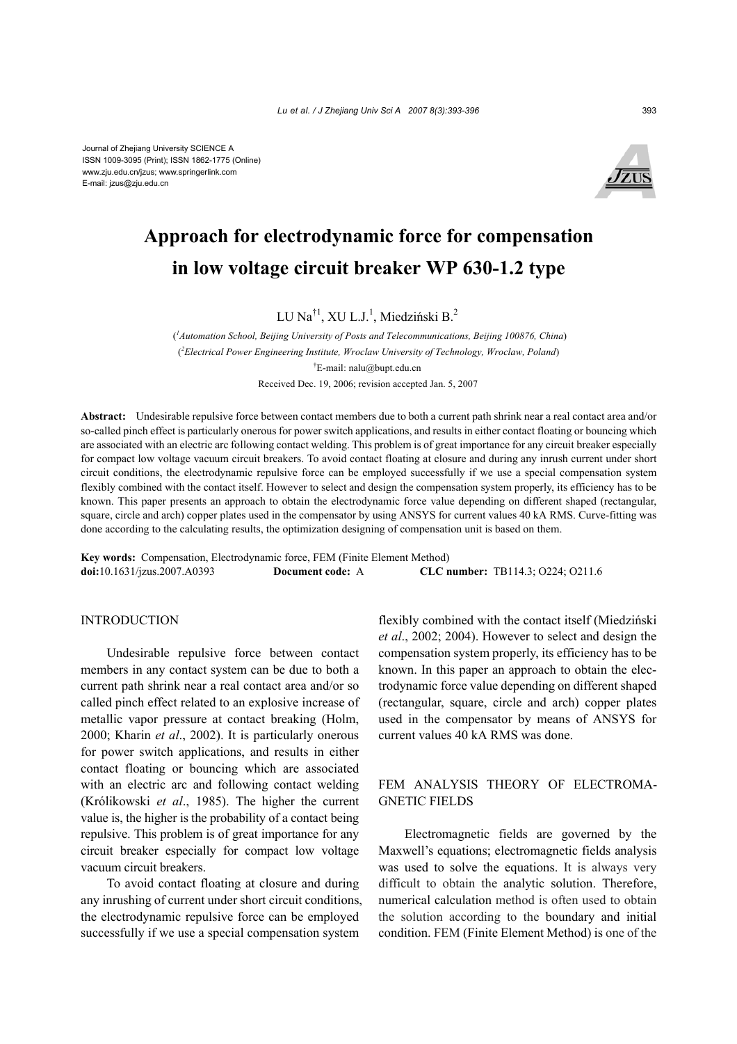Journal of Zhejiang University SCIENCE A
ISSN 1009-3095 (Print); ISSN 1862-1775 (Online)
www.zju.edu.cn/jzus; www.springerlink.com
E-mail: jzus@zju.edu.cn

# Approach for electrodynamic force for compensation in low voltage circuit breaker WP 630-1.2 type

LU Na[†1], XU L.J.[1], Miedziński B.[2]

([1]*Automation School, Beijing University of Posts and Telecommunications, Beijing 100876, China*)
([2]*Electrical Power Engineering Institute, Wroclaw University of Technology, Wroclaw, Poland*)
[†]E-mail: nalu@bupt.edu.cn
Received Dec. 19, 2006; revision accepted Jan. 5, 2007

**Abstract:** Undesirable repulsive force between contact members due to both a current path shrink near a real contact area and/or so-called pinch effect is particularly onerous for power switch applications, and results in either contact floating or bouncing which are associated with an electric arc following contact welding. This problem is of great importance for any circuit breaker especially for compact low voltage vacuum circuit breakers. To avoid contact floating at closure and during any inrush current under short circuit conditions, the electrodynamic repulsive force can be employed successfully if we use a special compensation system flexibly combined with the contact itself. However to select and design the compensation system properly, its efficiency has to be known. This paper presents an approach to obtain the electrodynamic force value depending on different shaped (rectangular, square, circle and arch) copper plates used in the compensator by using ANSYS for current values 40 kA RMS. Curve-fitting was done according to the calculating results, the optimization designing of compensation unit is based on them.

**Key words:** Compensation, Electrodynamic force, FEM (Finite Element Method)
**doi:**10.1631/jzus.2007.A0393 **Document code:** A **CLC number:** TB114.3; O224; O211.6

## INTRODUCTION

Undesirable repulsive force between contact members in any contact system can be due to both a current path shrink near a real contact area and/or so called pinch effect related to an explosive increase of metallic vapor pressure at contact breaking (Holm, 2000; Kharin *et al*., 2002). It is particularly onerous for power switch applications, and results in either contact floating or bouncing which are associated with an electric arc and following contact welding (Królikowski *et al*., 1985). The higher the current value is, the higher is the probability of a contact being repulsive. This problem is of great importance for any circuit breaker especially for compact low voltage vacuum circuit breakers.

To avoid contact floating at closure and during any inrushing of current under short circuit conditions, the electrodynamic repulsive force can be employed successfully if we use a special compensation system flexibly combined with the contact itself (Miedziński *et al*., 2002; 2004). However to select and design the compensation system properly, its efficiency has to be known. In this paper an approach to obtain the electrodynamic force value depending on different shaped (rectangular, square, circle and arch) copper plates used in the compensator by means of ANSYS for current values 40 kA RMS was done.

## FEM ANALYSIS THEORY OF ELECTROMAGNETIC FIELDS

Electromagnetic fields are governed by the Maxwell's equations; electromagnetic fields analysis was used to solve the equations. It is always very difficult to obtain the analytic solution. Therefore, numerical calculation method is often used to obtain the solution according to the boundary and initial condition. FEM (Finite Element Method) is one of the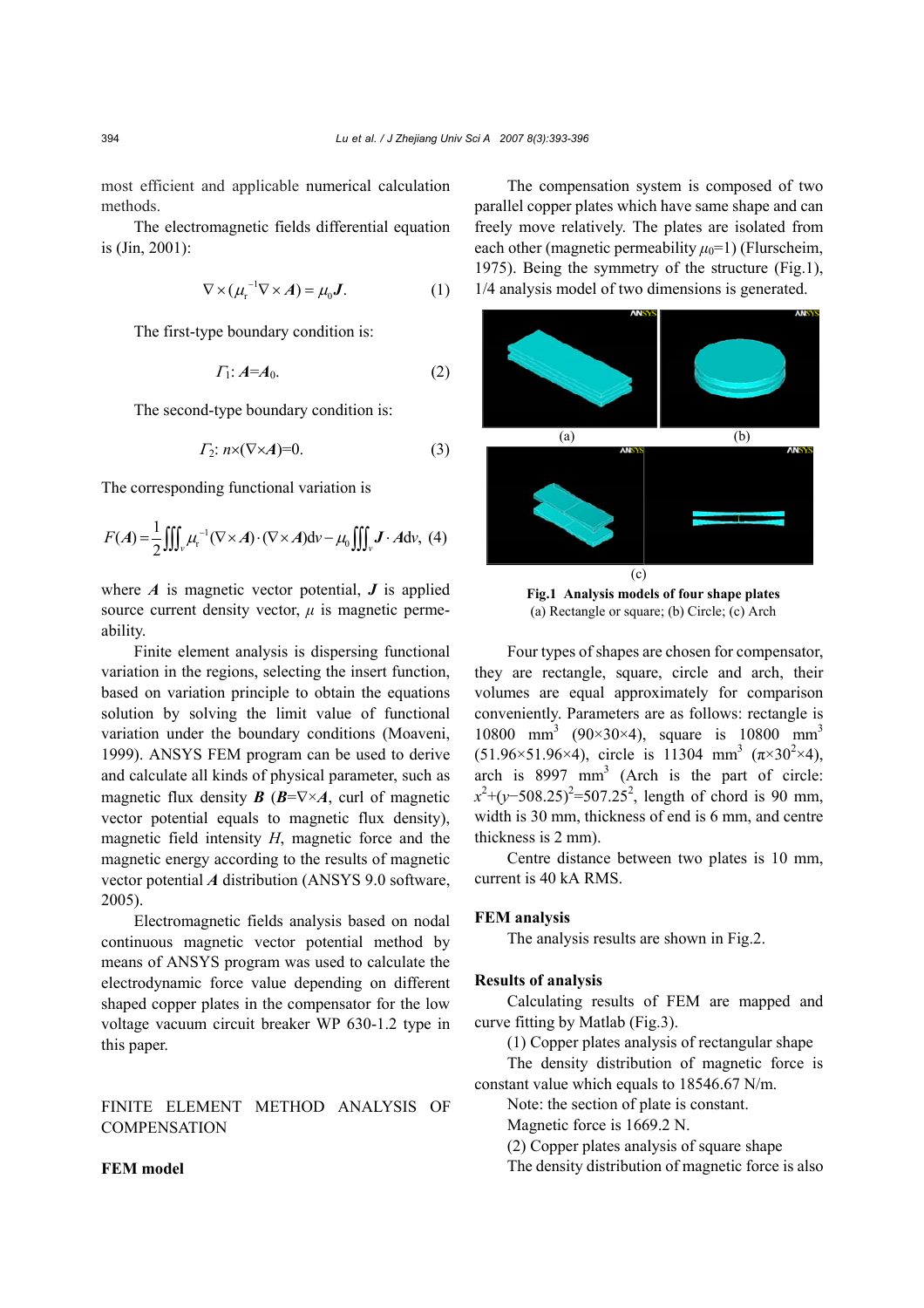most efficient and applicable numerical calculation methods.

The electromagnetic fields differential equation is (Jin, 2001):

$$\nabla\times(\mu_r^{-1}\nabla\times\boldsymbol{A})=\mu_0\boldsymbol{J}. \tag{1}$$

The first-type boundary condition is:

$$\Gamma_1: \boldsymbol{A}=\boldsymbol{A}_0. \tag{2}$$

The second-type boundary condition is:

$$\Gamma_2: n\times(\nabla\times\boldsymbol{A})=0. \tag{3}$$

The corresponding functional variation is

$$F(\boldsymbol{A})=\frac{1}{2}\iiint_v \mu_r^{-1}(\nabla\times\boldsymbol{A})\cdot(\nabla\times\boldsymbol{A})\mathrm{d}v-\mu_0\iiint_v \boldsymbol{J}\cdot\boldsymbol{A}\mathrm{d}v, \tag{4}$$

where $\boldsymbol{A}$ is magnetic vector potential, $\boldsymbol{J}$ is applied source current density vector, $\mu$ is magnetic permeability.

Finite element analysis is dispersing functional variation in the regions, selecting the insert function, based on variation principle to obtain the equations solution by solving the limit value of functional variation under the boundary conditions (Moaveni, 1999). ANSYS FEM program can be used to derive and calculate all kinds of physical parameter, such as magnetic flux density $\boldsymbol{B}$ ($\boldsymbol{B}=\nabla\times\boldsymbol{A}$, curl of magnetic vector potential equals to magnetic flux density), magnetic field intensity $H$, magnetic force and the magnetic energy according to the results of magnetic vector potential $\boldsymbol{A}$ distribution (ANSYS 9.0 software, 2005).

Electromagnetic fields analysis based on nodal continuous magnetic vector potential method by means of ANSYS program was used to calculate the electrodynamic force value depending on different shaped copper plates in the compensator for the low voltage vacuum circuit breaker WP 630-1.2 type in this paper.

## FINITE ELEMENT METHOD ANALYSIS OF COMPENSATION

### FEM model

The compensation system is composed of two parallel copper plates which have same shape and can freely move relatively. The plates are isolated from each other (magnetic permeability $\mu_0=1$) (Flurscheim, 1975). Being the symmetry of the structure (Fig.1), 1/4 analysis model of two dimensions is generated.

**Fig.1 Analysis models of four shape plates**
(a) Rectangle or square; (b) Circle; (c) Arch

Four types of shapes are chosen for compensator, they are rectangle, square, circle and arch, their volumes are equal approximately for comparison conveniently. Parameters are as follows: rectangle is 10800 mm$^3$ (90×30×4), square is 10800 mm$^3$ (51.96×51.96×4), circle is 11304 mm$^3$ ($\pi\times30^2\times4$), arch is 8997 mm$^3$ (Arch is the part of circle: $x^2+(y-508.25)^2=507.25^2$, length of chord is 90 mm, width is 30 mm, thickness of end is 6 mm, and centre thickness is 2 mm).

Centre distance between two plates is 10 mm, current is 40 kA RMS.

### FEM analysis

The analysis results are shown in Fig.2.

### Results of analysis

Calculating results of FEM are mapped and curve fitting by Matlab (Fig.3).

(1) Copper plates analysis of rectangular shape

The density distribution of magnetic force is constant value which equals to 18546.67 N/m.

Note: the section of plate is constant.

Magnetic force is 1669.2 N.

(2) Copper plates analysis of square shape

The density distribution of magnetic force is also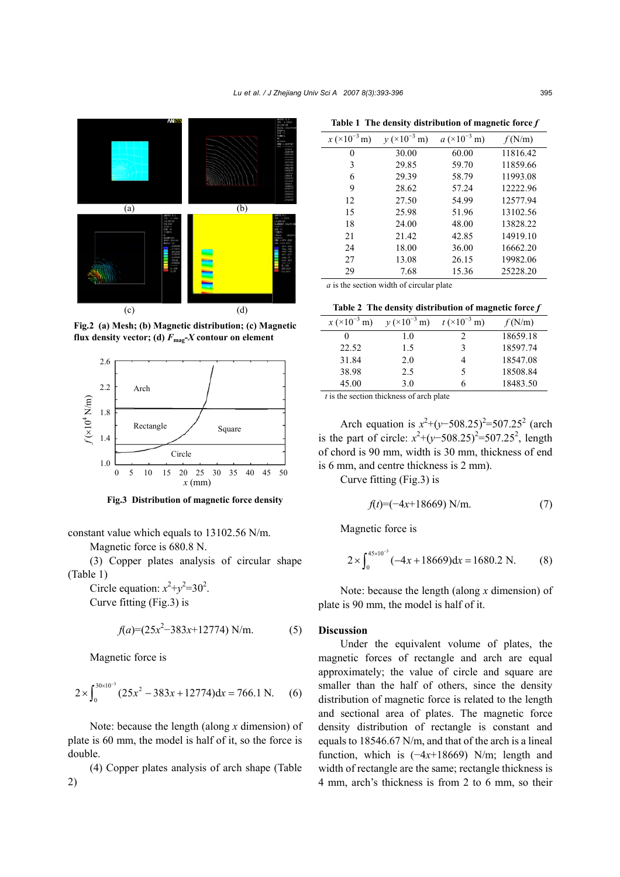Fig.2 (a) Mesh; (b) Magnetic distribution; (c) Magnetic flux density vector; (d) $F_{mag}$-$X$ contour on element

Fig.3 Distribution of magnetic force density

constant value which equals to 13102.56 N/m.

Magnetic force is 680.8 N.

(3) Copper plates analysis of circular shape (Table 1)

Circle equation: $x^2+y^2=30^2$.

Curve fitting (Fig.3) is

$$f(a)=(25x^2-383x+12774)\ \text{N/m}. \tag{5}$$

Magnetic force is

$$2\times\int_0^{30\times10^{-3}}(25x^2-383x+12774)\mathrm{d}x=766.1\ \text{N}. \tag{6}$$

Note: because the length (along $x$ dimension) of plate is 60 mm, the model is half of it, so the force is double.

(4) Copper plates analysis of arch shape (Table 2)

Table 1 The density distribution of magnetic force $f$

| $x$ (×10$^{-3}$ m) | $y$ (×10$^{-3}$ m) | $a$ (×10$^{-3}$ m) | $f$ (N/m) |
|---|---|---|---|
| 0 | 30.00 | 60.00 | 11816.42 |
| 3 | 29.85 | 59.70 | 11859.66 |
| 6 | 29.39 | 58.79 | 11993.08 |
| 9 | 28.62 | 57.24 | 12222.96 |
| 12 | 27.50 | 54.99 | 12577.94 |
| 15 | 25.98 | 51.96 | 13102.56 |
| 18 | 24.00 | 48.00 | 13828.22 |
| 21 | 21.42 | 42.85 | 14919.10 |
| 24 | 18.00 | 36.00 | 16662.20 |
| 27 | 13.08 | 26.15 | 19982.06 |
| 29 | 7.68 | 15.36 | 25228.20 |

$a$ is the section width of circular plate

Table 2 The density distribution of magnetic force $f$

| $x$ (×10$^{-3}$ m) | $y$ (×10$^{-3}$ m) | $t$ (×10$^{-3}$ m) | $f$ (N/m) |
|---|---|---|---|
| 0 | 1.0 | 2 | 18659.18 |
| 22.52 | 1.5 | 3 | 18597.74 |
| 31.84 | 2.0 | 4 | 18547.08 |
| 38.98 | 2.5 | 5 | 18508.84 |
| 45.00 | 3.0 | 6 | 18483.50 |

$t$ is the section thickness of arch plate

Arch equation is $x^2+(y-508.25)^2=507.25^2$ (arch is the part of circle: $x^2+(y-508.25)^2=507.25^2$, length of chord is 90 mm, width is 30 mm, thickness of end is 6 mm, and centre thickness is 2 mm).

Curve fitting (Fig.3) is

$$f(t)=(-4x+18669)\ \text{N/m}. \tag{7}$$

Magnetic force is

$$2\times\int_0^{45\times10^{-3}}(-4x+18669)\mathrm{d}x=1680.2\ \text{N}. \tag{8}$$

Note: because the length (along $x$ dimension) of plate is 90 mm, the model is half of it.

## Discussion

Under the equivalent volume of plates, the magnetic forces of rectangle and arch are equal approximately; the value of circle and square are smaller than the half of others, since the density distribution of magnetic force is related to the length and sectional area of plates. The magnetic force density distribution of rectangle is constant and equals to 18546.67 N/m, and that of the arch is a lineal function, which is $(-4x+18669)$ N/m; length and width of rectangle are the same; rectangle thickness is 4 mm, arch's thickness is from 2 to 6 mm, so their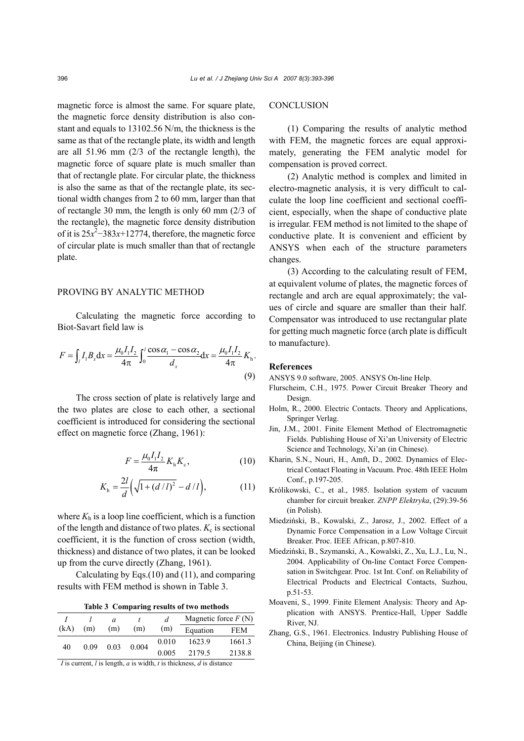magnetic force is almost the same. For square plate, the magnetic force density distribution is also constant and equals to 13102.56 N/m, the thickness is the same as that of the rectangle plate, its width and length are all 51.96 mm (2/3 of the rectangle length), the magnetic force of square plate is much smaller than that of rectangle plate. For circular plate, the thickness is also the same as that of the rectangle plate, its sectional width changes from 2 to 60 mm, larger than that of rectangle 30 mm, the length is only 60 mm (2/3 of the rectangle), the magnetic force density distribution of it is $25x^2-383x+12774$, therefore, the magnetic force of circular plate is much smaller than that of rectangle plate.

## PROVING BY ANALYTIC METHOD

Calculating the magnetic force according to Biot-Savart field law is

$$F=\int_l I_1 B_x \mathrm{d}x=\frac{\mu_0 I_1 I_2}{4\pi}\int_0^l \frac{\cos\alpha_1-\cos\alpha_2}{d_x}\mathrm{d}x=\frac{\mu_0 I_1 I_2}{4\pi}K_\mathrm{h}. \tag{9}$$

The cross section of plate is relatively large and the two plates are close to each other, a sectional coefficient is introduced for considering the sectional effect on magnetic force (Zhang, 1961):

$$F=\frac{\mu_0 I_1 I_2}{4\pi}K_\mathrm{h}K_\mathrm{c}, \tag{10}$$

$$K_\mathrm{h}=\frac{2l}{d}\left(\sqrt{1+(d/l)^2}-d/l\right), \tag{11}$$

where $K_\mathrm{h}$ is a loop line coefficient, which is a function of the length and distance of two plates. $K_\mathrm{c}$ is sectional coefficient, it is the function of cross section (width, thickness) and distance of two plates, it can be looked up from the curve directly (Zhang, 1961).

Calculating by Eqs.(10) and (11), and comparing results with FEM method is shown in Table 3.

**Table 3 Comparing results of two methods**

| $I$ (kA) | $l$ (m) | $a$ (m) | $t$ (m) | $d$ (m) | Magnetic force $F$ (N) | |
|---|---|---|---|---|---|---|
| | | | | | Equation | FEM |
| 40 | 0.09 | 0.03 | 0.004 | 0.010 | 1623.9 | 1661.3 |
| | | | | 0.005 | 2179.5 | 2138.8 |

$I$ is current, $l$ is length, $a$ is width, $t$ is thickness, $d$ is distance

## CONCLUSION

(1) Comparing the results of analytic method with FEM, the magnetic forces are equal approximately, generating the FEM analytic model for compensation is proved correct.

(2) Analytic method is complex and limited in electro-magnetic analysis, it is very difficult to calculate the loop line coefficient and sectional coefficient, especially, when the shape of conductive plate is irregular. FEM method is not limited to the shape of conductive plate. It is convenient and efficient by ANSYS when each of the structure parameters changes.

(3) According to the calculating result of FEM, at equivalent volume of plates, the magnetic forces of rectangle and arch are equal approximately; the values of circle and square are smaller than their half. Compensator was introduced to use rectangular plate for getting much magnetic force (arch plate is difficult to manufacture).

### References

ANSYS 9.0 software, 2005. ANSYS On-line Help.

Flurscheim, C.H., 1975. Power Circuit Breaker Theory and Design.

Holm, R., 2000. Electric Contacts. Theory and Applications, Springer Verlag.

Jin, J.M., 2001. Finite Element Method of Electromagnetic Fields. Publishing House of Xi'an University of Electric Science and Technology, Xi'an (in Chinese).

Kharin, S.N., Nouri, H., Amft, D., 2002. Dynamics of Electrical Contact Floating in Vacuum. Proc. 48th IEEE Holm Conf., p.197-205.

Królikowski, C., et al., 1985. Isolation system of vacuum chamber for circuit breaker. *ZNPP Elektryka*, (29):39-56 (in Polish).

Miedziński, B., Kowalski, Z., Jarosz, J., 2002. Effect of a Dynamic Force Compensation in a Low Voltage Circuit Breaker. Proc. IEEE African, p.807-810.

Miedziński, B., Szymanski, A., Kowalski, Z., Xu, L.J., Lu, N., 2004. Applicability of On-line Contact Force Compensation in Switchgear. Proc. 1st Int. Conf. on Reliability of Electrical Products and Electrical Contacts, Suzhou, p.51-53.

Moaveni, S., 1999. Finite Element Analysis: Theory and Application with ANSYS. Prentice-Hall, Upper Saddle River, NJ.

Zhang, G.S., 1961. Electronics. Industry Publishing House of China, Beijing (in Chinese).